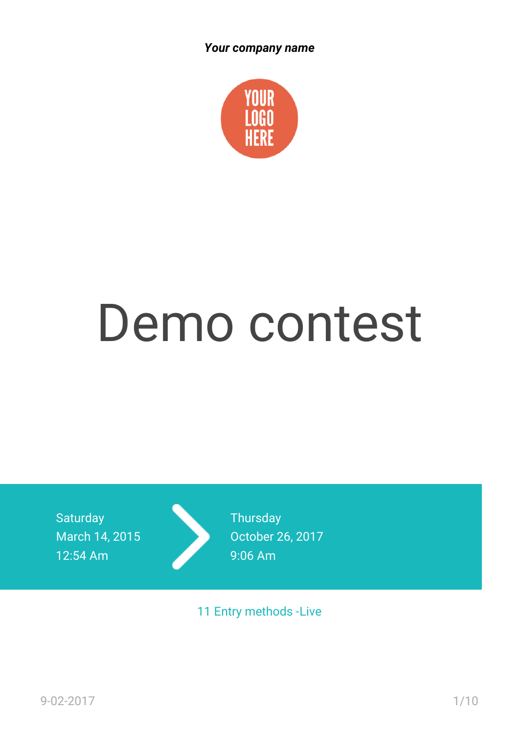***Your company name***

YOUR LOGO HERE

# Demo contest

Saturday
March 14, 2015
12:54 Am

Thursday
October 26, 2017
9:06 Am

11 Entry methods -Live

9-02-2017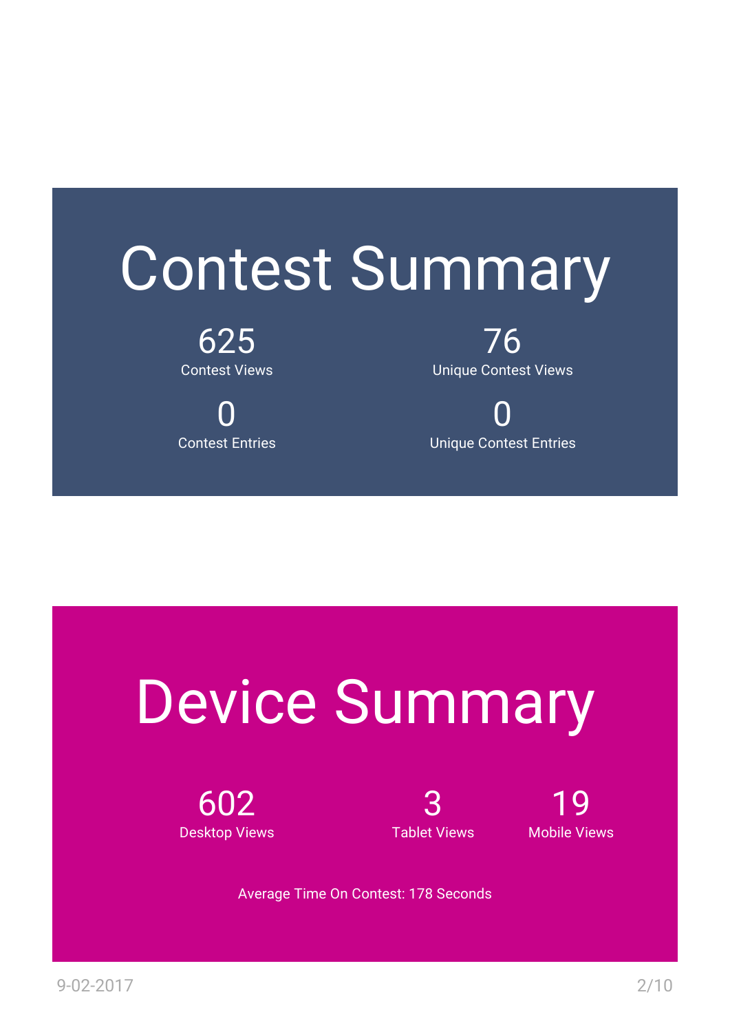# Contest Summary

625
Contest Views

76
Unique Contest Views

0
Contest Entries

0
Unique Contest Entries

# Device Summary

602
Desktop Views

3
Tablet Views

19
Mobile Views

Average Time On Contest: 178 Seconds

9-02-2017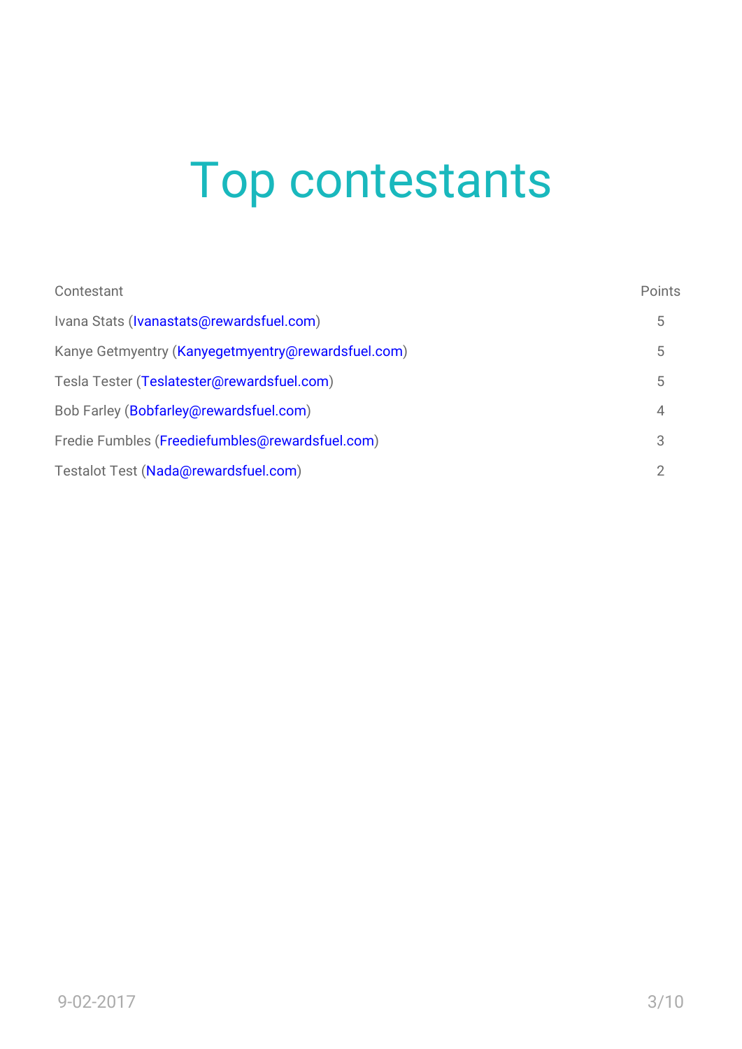# Top contestants

| Contestant | Points |
|---|---|
| Ivana Stats (Ivanastats@rewardsfuel.com) | 5 |
| Kanye Getmyentry (Kanyegetmyentry@rewardsfuel.com) | 5 |
| Tesla Tester (Teslatester@rewardsfuel.com) | 5 |
| Bob Farley (Bobfarley@rewardsfuel.com) | 4 |
| Fredie Fumbles (Freediefumbles@rewardsfuel.com) | 3 |
| Testalot Test (Nada@rewardsfuel.com) | 2 |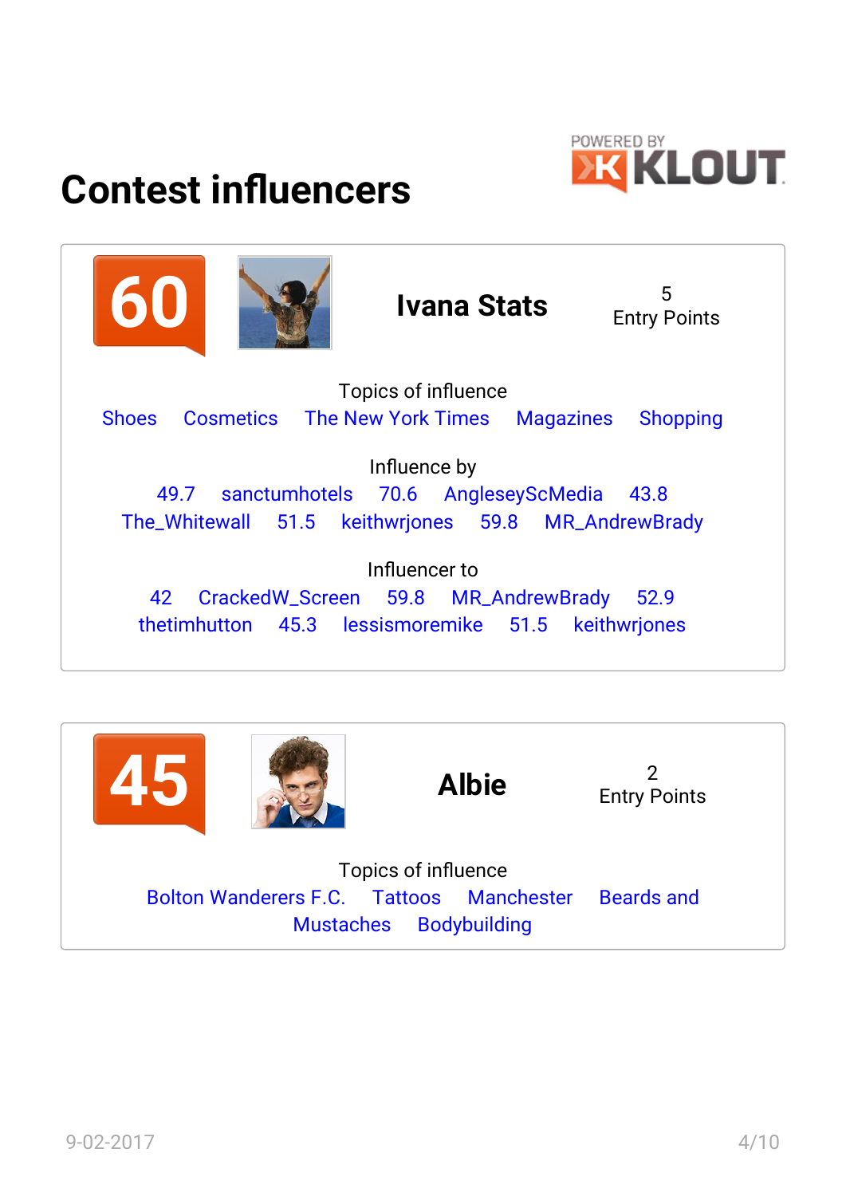# Contest influencers

POWERED BY KLOUT

**60**

## Ivana Stats

5
Entry Points

Topics of influence

Shoes Cosmetics The New York Times Magazines Shopping

Influence by

49.7 sanctumhotels 70.6 AngleseyScMedia 43.8 The_Whitewall 51.5 keithwrjones 59.8 MR_AndrewBrady

Influencer to

42 CrackedW_Screen 59.8 MR_AndrewBrady 52.9 thetimhutton 45.3 lessismoremike 51.5 keithwrjones

**45**

## Albie

2
Entry Points

Topics of influence

Bolton Wanderers F.C. Tattoos Manchester Beards and Mustaches Bodybuilding

9-02-2017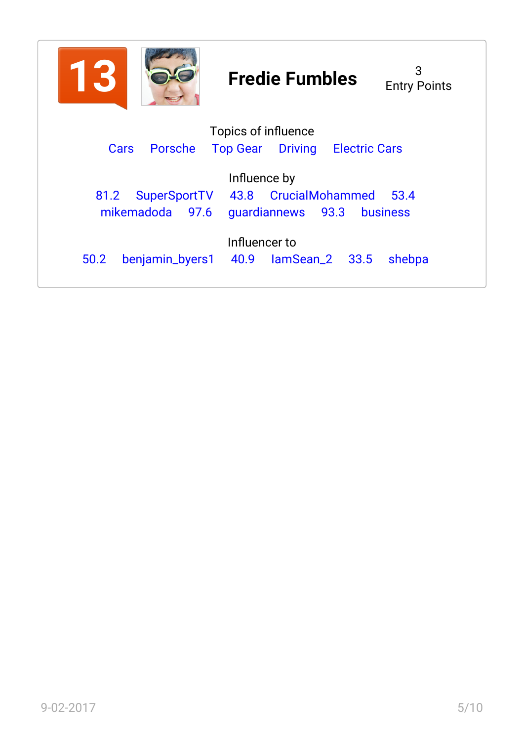**13**

## Fredie Fumbles

3
Entry Points

Topics of influence

Cars Porsche Top Gear Driving Electric Cars

Influence by

81.2 SuperSportTV 43.8 CrucialMohammed 53.4 mikemadoda 97.6 guardiannews 93.3 business

Influencer to

50.2 benjamin_byers1 40.9 IamSean_2 33.5 shebpa

9-02-2017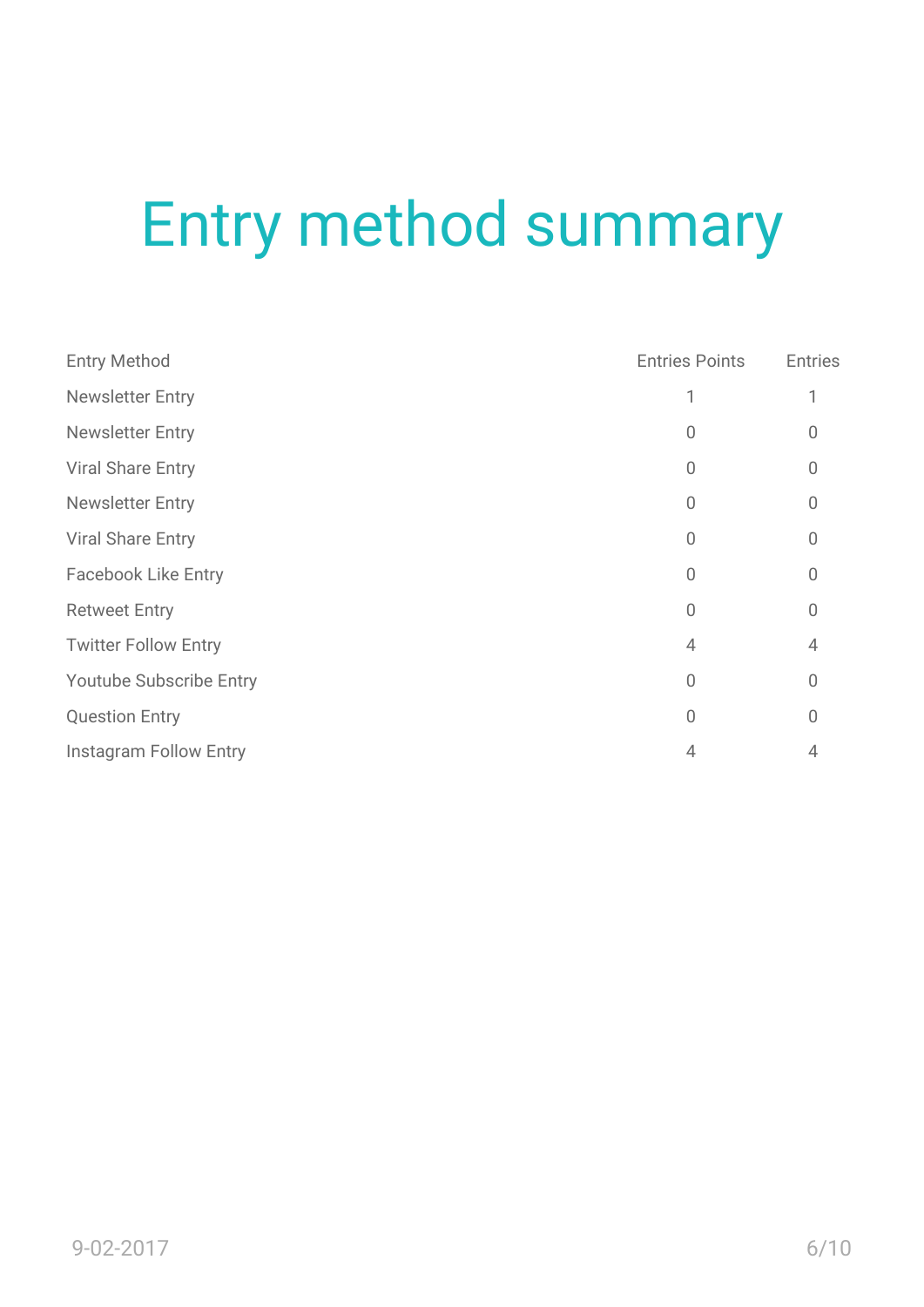# Entry method summary

| Entry Method | Entries Points | Entries |
|---|---|---|
| Newsletter Entry | 1 | 1 |
| Newsletter Entry | 0 | 0 |
| Viral Share Entry | 0 | 0 |
| Newsletter Entry | 0 | 0 |
| Viral Share Entry | 0 | 0 |
| Facebook Like Entry | 0 | 0 |
| Retweet Entry | 0 | 0 |
| Twitter Follow Entry | 4 | 4 |
| Youtube Subscribe Entry | 0 | 0 |
| Question Entry | 0 | 0 |
| Instagram Follow Entry | 4 | 4 |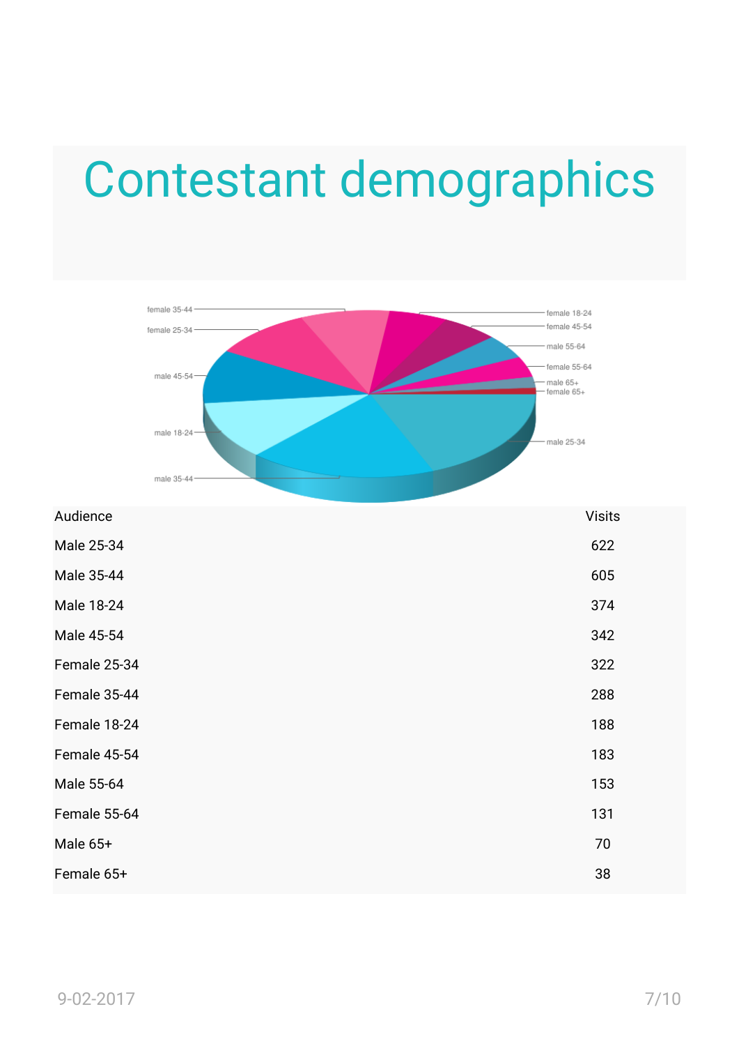# Contestant demographics

| Audience | Visits |
|---|---|
| Male 25-34 | 622 |
| Male 35-44 | 605 |
| Male 18-24 | 374 |
| Male 45-54 | 342 |
| Female 25-34 | 322 |
| Female 35-44 | 288 |
| Female 18-24 | 188 |
| Female 45-54 | 183 |
| Male 55-64 | 153 |
| Female 55-64 | 131 |
| Male 65+ | 70 |
| Female 65+ | 38 |

9-02-2017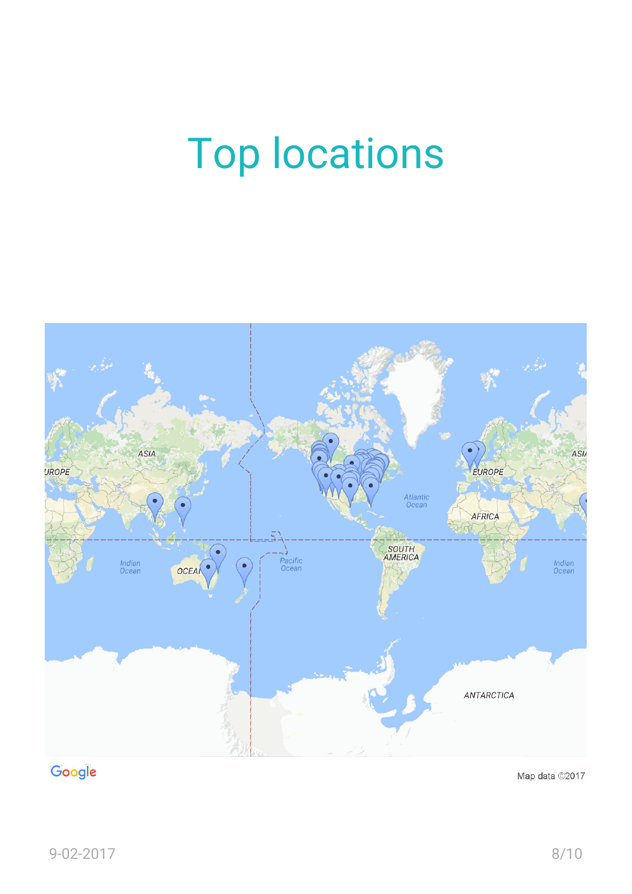# Top locations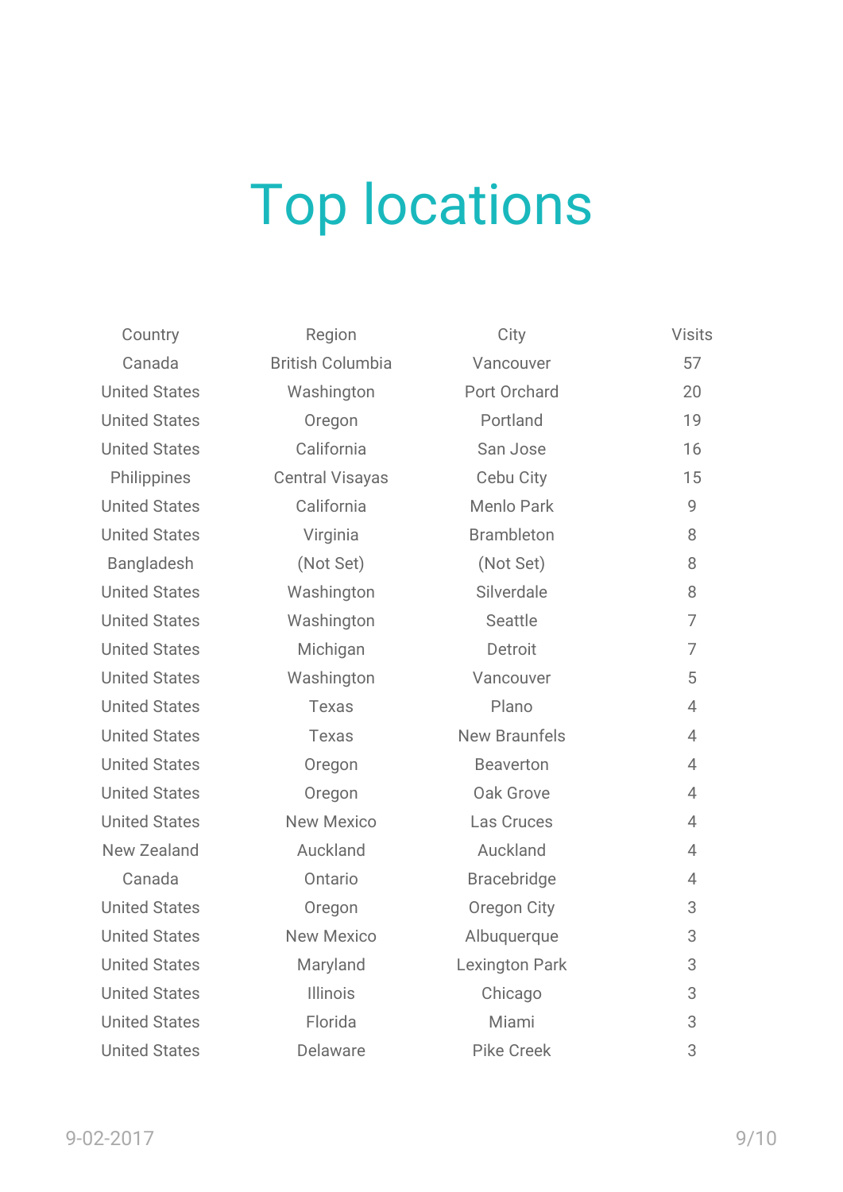# Top locations

| Country | Region | City | Visits |
| --- | --- | --- | --- |
| Canada | British Columbia | Vancouver | 57 |
| United States | Washington | Port Orchard | 20 |
| United States | Oregon | Portland | 19 |
| United States | California | San Jose | 16 |
| Philippines | Central Visayas | Cebu City | 15 |
| United States | California | Menlo Park | 9 |
| United States | Virginia | Brambleton | 8 |
| Bangladesh | (Not Set) | (Not Set) | 8 |
| United States | Washington | Silverdale | 8 |
| United States | Washington | Seattle | 7 |
| United States | Michigan | Detroit | 7 |
| United States | Washington | Vancouver | 5 |
| United States | Texas | Plano | 4 |
| United States | Texas | New Braunfels | 4 |
| United States | Oregon | Beaverton | 4 |
| United States | Oregon | Oak Grove | 4 |
| United States | New Mexico | Las Cruces | 4 |
| New Zealand | Auckland | Auckland | 4 |
| Canada | Ontario | Bracebridge | 4 |
| United States | Oregon | Oregon City | 3 |
| United States | New Mexico | Albuquerque | 3 |
| United States | Maryland | Lexington Park | 3 |
| United States | Illinois | Chicago | 3 |
| United States | Florida | Miami | 3 |
| United States | Delaware | Pike Creek | 3 |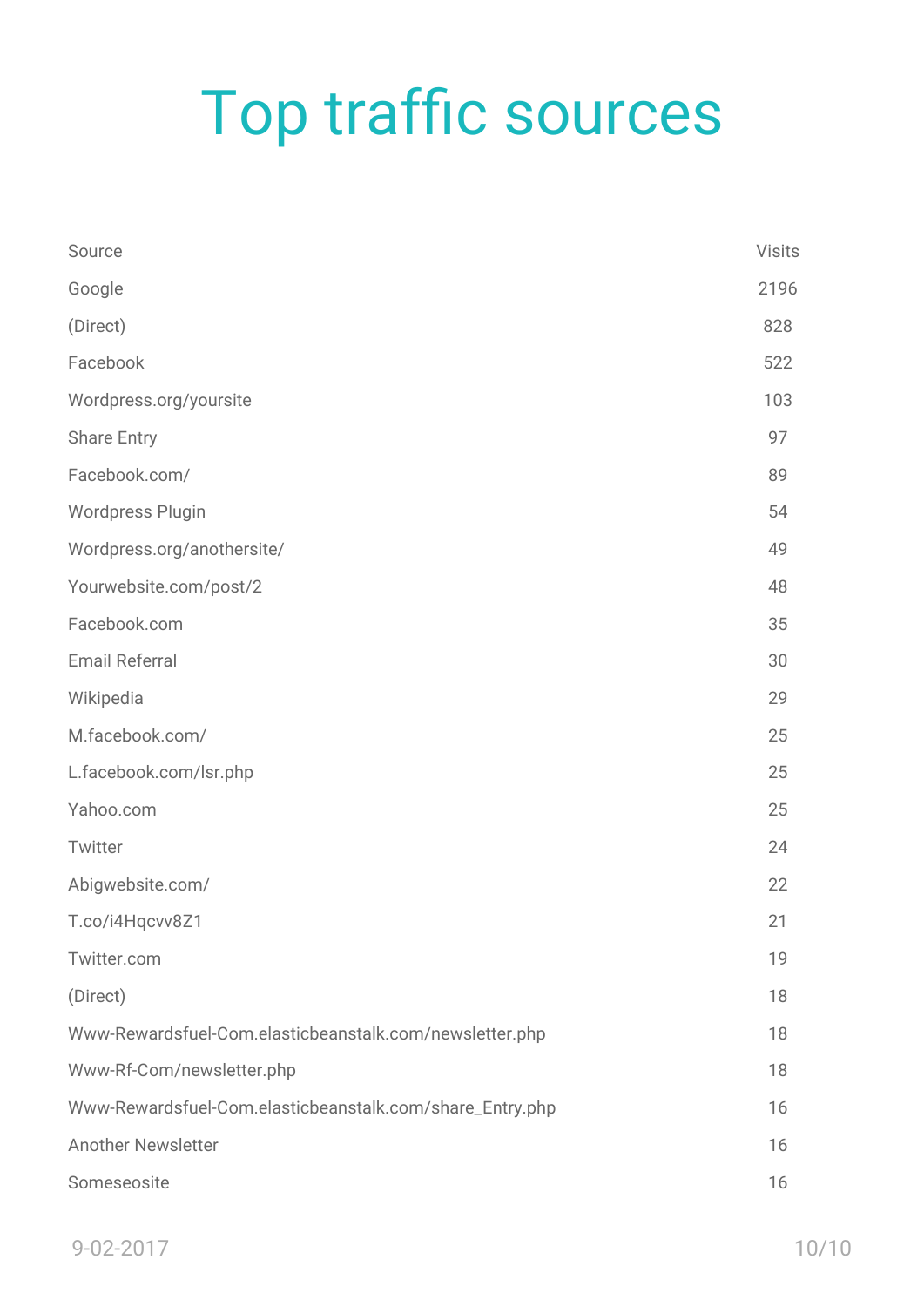# Top traffic sources

| Source | Visits |
|---|---|
| Google | 2196 |
| (Direct) | 828 |
| Facebook | 522 |
| Wordpress.org/yoursite | 103 |
| Share Entry | 97 |
| Facebook.com/ | 89 |
| Wordpress Plugin | 54 |
| Wordpress.org/anothersite/ | 49 |
| Yourwebsite.com/post/2 | 48 |
| Facebook.com | 35 |
| Email Referral | 30 |
| Wikipedia | 29 |
| M.facebook.com/ | 25 |
| L.facebook.com/lsr.php | 25 |
| Yahoo.com | 25 |
| Twitter | 24 |
| Abigwebsite.com/ | 22 |
| T.co/i4Hqcvv8Z1 | 21 |
| Twitter.com | 19 |
| (Direct) | 18 |
| Www-Rewardsfuel-Com.elasticbeanstalk.com/newsletter.php | 18 |
| Www-Rf-Com/newsletter.php | 18 |
| Www-Rewardsfuel-Com.elasticbeanstalk.com/share_Entry.php | 16 |
| Another Newsletter | 16 |
| Someseosite | 16 |

9-02-2017